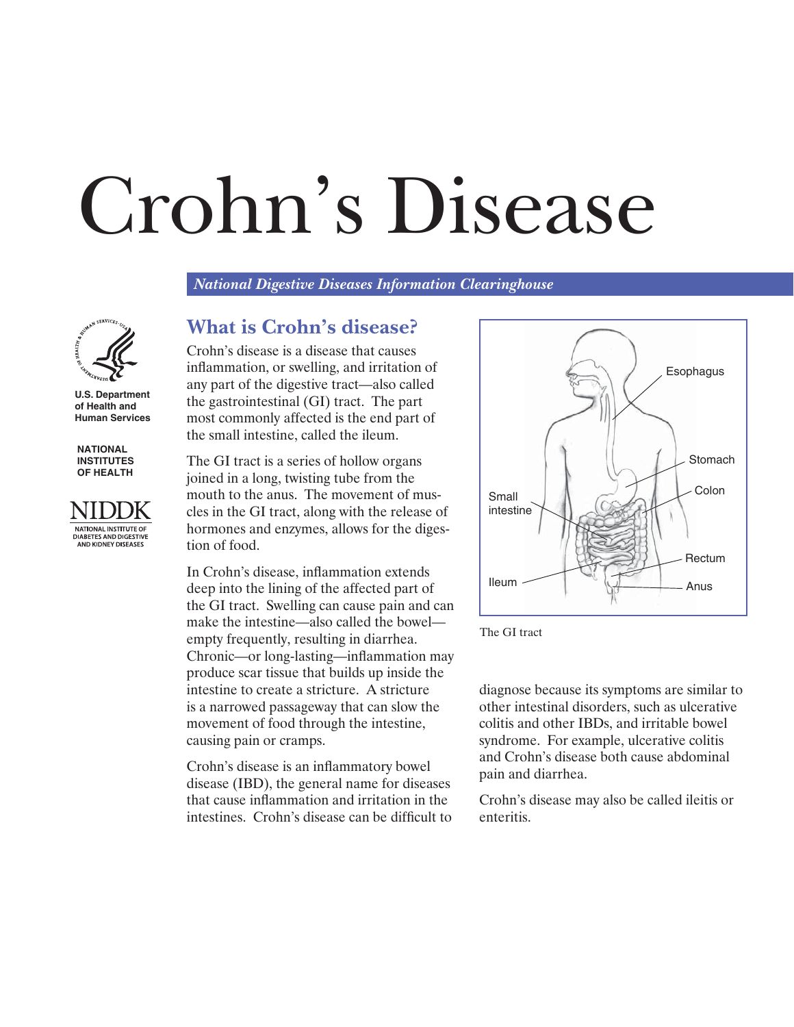# Crohn's Disease

*National Digestive Diseases Information Clearinghouse*

U.S. Department of Health and Human Services

NATIONAL INSTITUTES OF HEALTH

NIDDK
NATIONAL INSTITUTE OF DIABETES AND DIGESTIVE AND KIDNEY DISEASES

## What is Crohn's disease?

Crohn's disease is a disease that causes inflammation, or swelling, and irritation of any part of the digestive tract—also called the gastrointestinal (GI) tract. The part most commonly affected is the end part of the small intestine, called the ileum.

The GI tract is a series of hollow organs joined in a long, twisting tube from the mouth to the anus. The movement of muscles in the GI tract, along with the release of hormones and enzymes, allows for the digestion of food.

In Crohn's disease, inflammation extends deep into the lining of the affected part of the GI tract. Swelling can cause pain and can make the intestine—also called the bowel—empty frequently, resulting in diarrhea. Chronic—or long-lasting—inflammation may produce scar tissue that builds up inside the intestine to create a stricture. A stricture is a narrowed passageway that can slow the movement of food through the intestine, causing pain or cramps.

Crohn's disease is an inflammatory bowel disease (IBD), the general name for diseases that cause inflammation and irritation in the intestines. Crohn's disease can be difficult to diagnose because its symptoms are similar to other intestinal disorders, such as ulcerative colitis and other IBDs, and irritable bowel syndrome. For example, ulcerative colitis and Crohn's disease both cause abdominal pain and diarrhea.

Crohn's disease may also be called ileitis or enteritis.

Esophagus, Stomach, Colon, Small intestine, Rectum, Ileum, Anus

The GI tract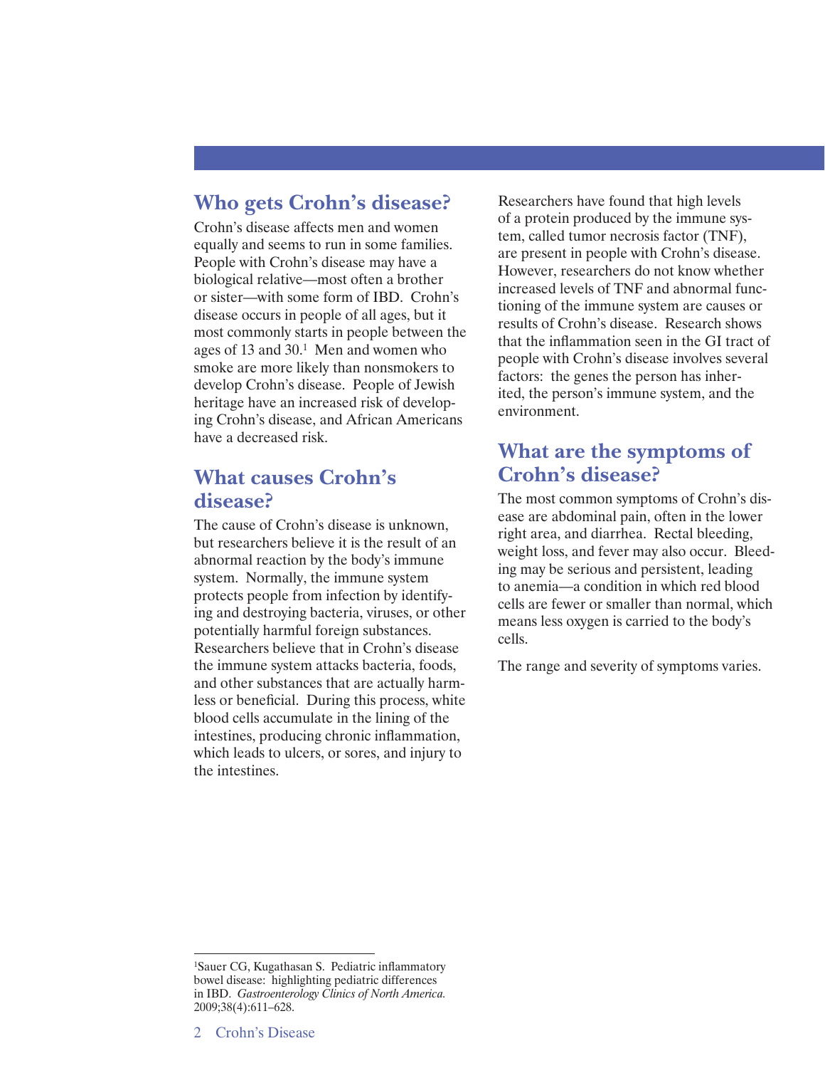## Who gets Crohn's disease?

Crohn's disease affects men and women equally and seems to run in some families. People with Crohn's disease may have a biological relative—most often a brother or sister—with some form of IBD. Crohn's disease occurs in people of all ages, but it most commonly starts in people between the ages of 13 and 30.[1] Men and women who smoke are more likely than nonsmokers to develop Crohn's disease. People of Jewish heritage have an increased risk of developing Crohn's disease, and African Americans have a decreased risk.

## What causes Crohn's disease?

The cause of Crohn's disease is unknown, but researchers believe it is the result of an abnormal reaction by the body's immune system. Normally, the immune system protects people from infection by identifying and destroying bacteria, viruses, or other potentially harmful foreign substances. Researchers believe that in Crohn's disease the immune system attacks bacteria, foods, and other substances that are actually harmless or beneficial. During this process, white blood cells accumulate in the lining of the intestines, producing chronic inflammation, which leads to ulcers, or sores, and injury to the intestines.

Researchers have found that high levels of a protein produced by the immune system, called tumor necrosis factor (TNF), are present in people with Crohn's disease. However, researchers do not know whether increased levels of TNF and abnormal functioning of the immune system are causes or results of Crohn's disease. Research shows that the inflammation seen in the GI tract of people with Crohn's disease involves several factors: the genes the person has inherited, the person's immune system, and the environment.

## What are the symptoms of Crohn's disease?

The most common symptoms of Crohn's disease are abdominal pain, often in the lower right area, and diarrhea. Rectal bleeding, weight loss, and fever may also occur. Bleeding may be serious and persistent, leading to anemia—a condition in which red blood cells are fewer or smaller than normal, which means less oxygen is carried to the body's cells.

The range and severity of symptoms varies.

---

[1] Sauer CG, Kugathasan S. Pediatric inflammatory bowel disease: highlighting pediatric differences in IBD. *Gastroenterology Clinics of North America.* 2009;38(4):611–628.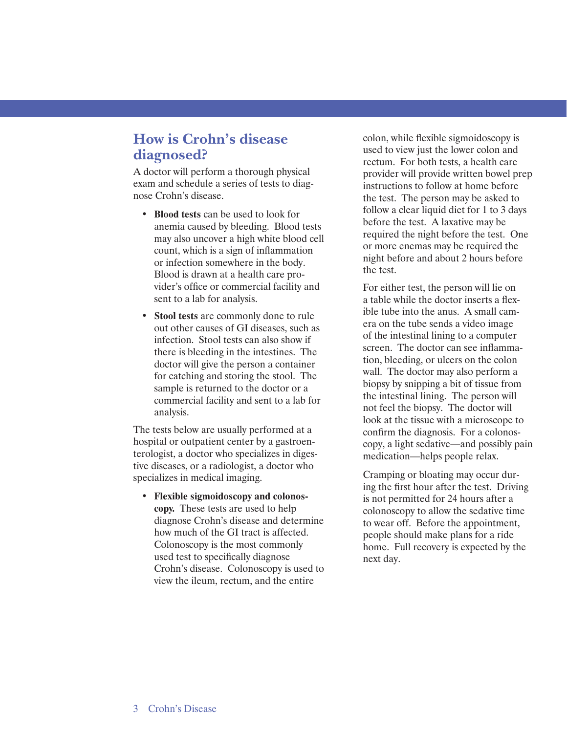## How is Crohn's disease diagnosed?

A doctor will perform a thorough physical exam and schedule a series of tests to diagnose Crohn's disease.

- **Blood tests** can be used to look for anemia caused by bleeding. Blood tests may also uncover a high white blood cell count, which is a sign of inflammation or infection somewhere in the body. Blood is drawn at a health care provider's office or commercial facility and sent to a lab for analysis.
- **Stool tests** are commonly done to rule out other causes of GI diseases, such as infection. Stool tests can also show if there is bleeding in the intestines. The doctor will give the person a container for catching and storing the stool. The sample is returned to the doctor or a commercial facility and sent to a lab for analysis.

The tests below are usually performed at a hospital or outpatient center by a gastroenterologist, a doctor who specializes in digestive diseases, or a radiologist, a doctor who specializes in medical imaging.

- **Flexible sigmoidoscopy and colonoscopy.** These tests are used to help diagnose Crohn's disease and determine how much of the GI tract is affected. Colonoscopy is the most commonly used test to specifically diagnose Crohn's disease. Colonoscopy is used to view the ileum, rectum, and the entire colon, while flexible sigmoidoscopy is used to view just the lower colon and rectum. For both tests, a health care provider will provide written bowel prep instructions to follow at home before the test. The person may be asked to follow a clear liquid diet for 1 to 3 days before the test. A laxative may be required the night before the test. One or more enemas may be required the night before and about 2 hours before the test.

  For either test, the person will lie on a table while the doctor inserts a flexible tube into the anus. A small camera on the tube sends a video image of the intestinal lining to a computer screen. The doctor can see inflammation, bleeding, or ulcers on the colon wall. The doctor may also perform a biopsy by snipping a bit of tissue from the intestinal lining. The person will not feel the biopsy. The doctor will look at the tissue with a microscope to confirm the diagnosis. For a colonoscopy, a light sedative—and possibly pain medication—helps people relax.

  Cramping or bloating may occur during the first hour after the test. Driving is not permitted for 24 hours after a colonoscopy to allow the sedative time to wear off. Before the appointment, people should make plans for a ride home. Full recovery is expected by the next day.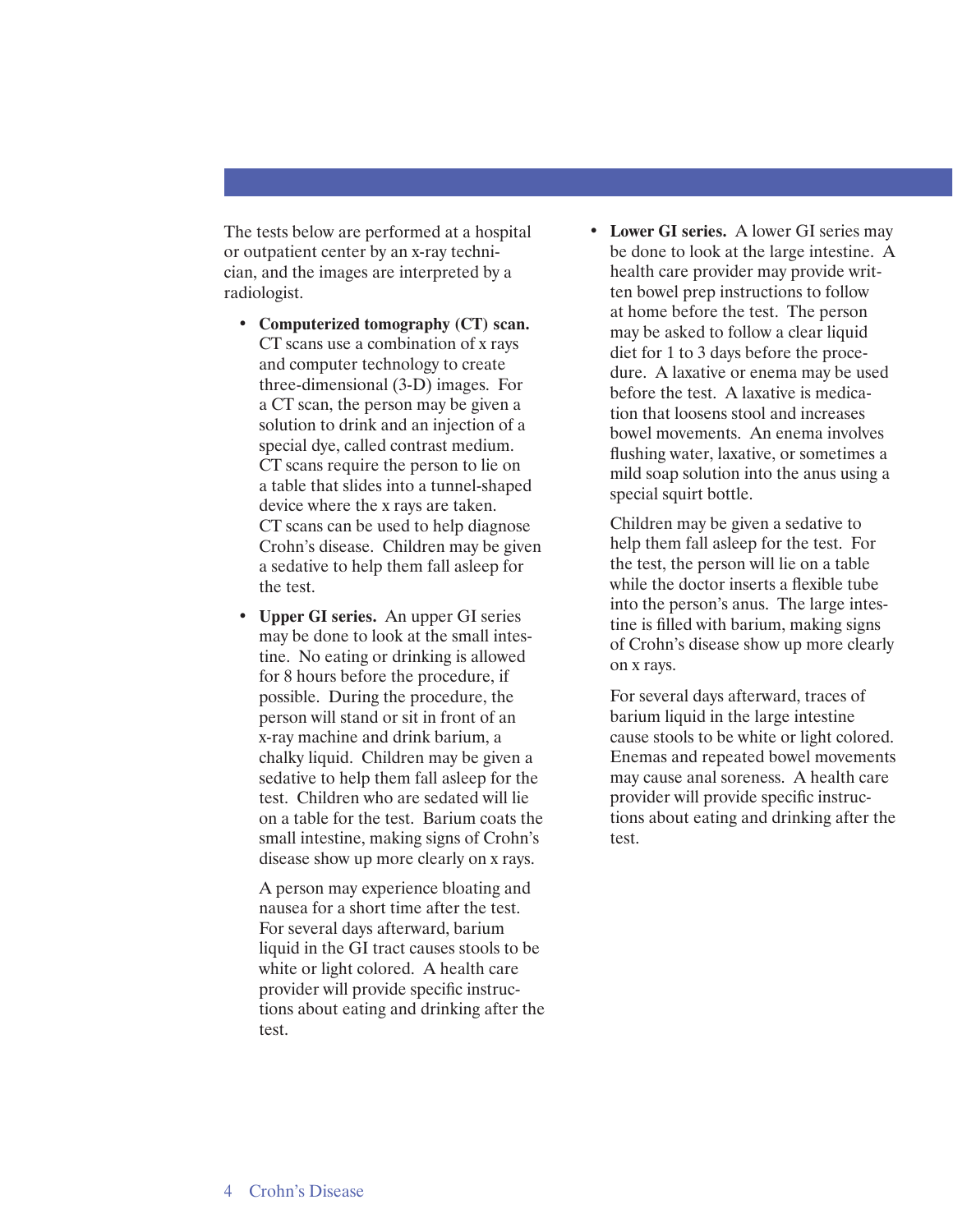The tests below are performed at a hospital or outpatient center by an x-ray technician, and the images are interpreted by a radiologist.

- **Computerized tomography (CT) scan.** CT scans use a combination of x rays and computer technology to create three-dimensional (3-D) images. For a CT scan, the person may be given a solution to drink and an injection of a special dye, called contrast medium. CT scans require the person to lie on a table that slides into a tunnel-shaped device where the x rays are taken. CT scans can be used to help diagnose Crohn's disease. Children may be given a sedative to help them fall asleep for the test.

- **Upper GI series.** An upper GI series may be done to look at the small intestine. No eating or drinking is allowed for 8 hours before the procedure, if possible. During the procedure, the person will stand or sit in front of an x-ray machine and drink barium, a chalky liquid. Children may be given a sedative to help them fall asleep for the test. Children who are sedated will lie on a table for the test. Barium coats the small intestine, making signs of Crohn's disease show up more clearly on x rays.

  A person may experience bloating and nausea for a short time after the test. For several days afterward, barium liquid in the GI tract causes stools to be white or light colored. A health care provider will provide specific instructions about eating and drinking after the test.

- **Lower GI series.** A lower GI series may be done to look at the large intestine. A health care provider may provide written bowel prep instructions to follow at home before the test. The person may be asked to follow a clear liquid diet for 1 to 3 days before the procedure. A laxative or enema may be used before the test. A laxative is medication that loosens stool and increases bowel movements. An enema involves flushing water, laxative, or sometimes a mild soap solution into the anus using a special squirt bottle.

  Children may be given a sedative to help them fall asleep for the test. For the test, the person will lie on a table while the doctor inserts a flexible tube into the person's anus. The large intestine is filled with barium, making signs of Crohn's disease show up more clearly on x rays.

  For several days afterward, traces of barium liquid in the large intestine cause stools to be white or light colored. Enemas and repeated bowel movements may cause anal soreness. A health care provider will provide specific instructions about eating and drinking after the test.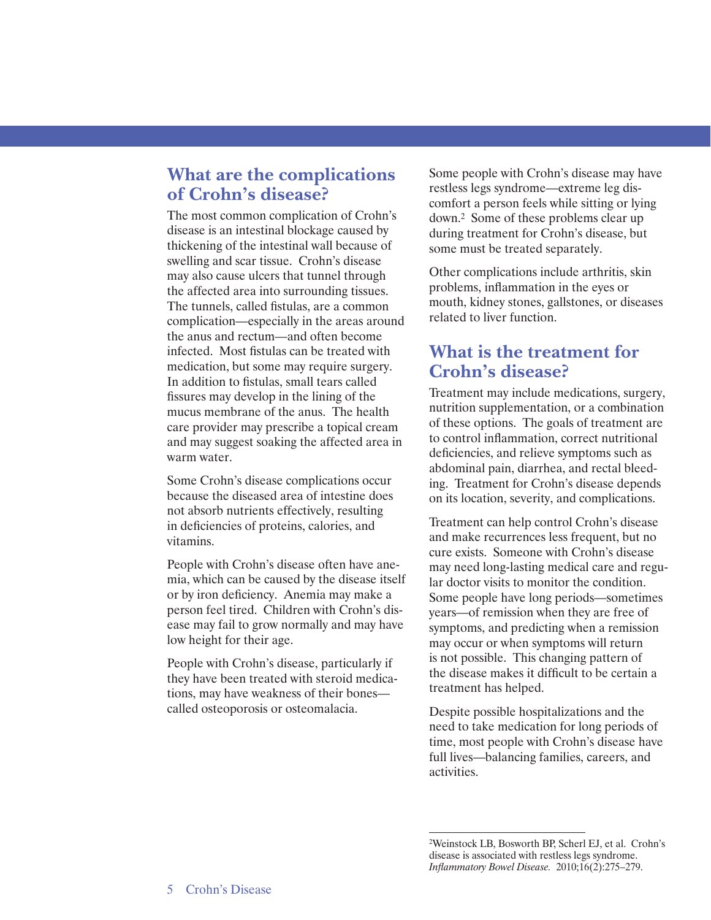## What are the complications of Crohn's disease?

The most common complication of Crohn's disease is an intestinal blockage caused by thickening of the intestinal wall because of swelling and scar tissue. Crohn's disease may also cause ulcers that tunnel through the affected area into surrounding tissues. The tunnels, called fistulas, are a common complication—especially in the areas around the anus and rectum—and often become infected. Most fistulas can be treated with medication, but some may require surgery. In addition to fistulas, small tears called fissures may develop in the lining of the mucus membrane of the anus. The health care provider may prescribe a topical cream and may suggest soaking the affected area in warm water.

Some Crohn's disease complications occur because the diseased area of intestine does not absorb nutrients effectively, resulting in deficiencies of proteins, calories, and vitamins.

People with Crohn's disease often have anemia, which can be caused by the disease itself or by iron deficiency. Anemia may make a person feel tired. Children with Crohn's disease may fail to grow normally and may have low height for their age.

People with Crohn's disease, particularly if they have been treated with steroid medications, may have weakness of their bones—called osteoporosis or osteomalacia.

Some people with Crohn's disease may have restless legs syndrome—extreme leg discomfort a person feels while sitting or lying down.[2] Some of these problems clear up during treatment for Crohn's disease, but some must be treated separately.

Other complications include arthritis, skin problems, inflammation in the eyes or mouth, kidney stones, gallstones, or diseases related to liver function.

## What is the treatment for Crohn's disease?

Treatment may include medications, surgery, nutrition supplementation, or a combination of these options. The goals of treatment are to control inflammation, correct nutritional deficiencies, and relieve symptoms such as abdominal pain, diarrhea, and rectal bleeding. Treatment for Crohn's disease depends on its location, severity, and complications.

Treatment can help control Crohn's disease and make recurrences less frequent, but no cure exists. Someone with Crohn's disease may need long-lasting medical care and regular doctor visits to monitor the condition. Some people have long periods—sometimes years—of remission when they are free of symptoms, and predicting when a remission may occur or when symptoms will return is not possible. This changing pattern of the disease makes it difficult to be certain a treatment has helped.

Despite possible hospitalizations and the need to take medication for long periods of time, most people with Crohn's disease have full lives—balancing families, careers, and activities.

---

[2]Weinstock LB, Bosworth BP, Scherl EJ, et al. Crohn's disease is associated with restless legs syndrome. *Inflammatory Bowel Disease.* 2010;16(2):275–279.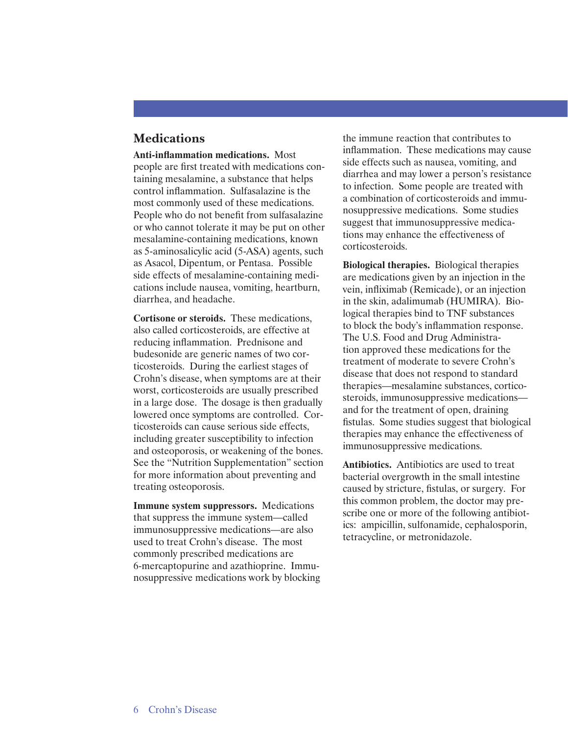## Medications

**Anti-inflammation medications.** Most people are first treated with medications containing mesalamine, a substance that helps control inflammation. Sulfasalazine is the most commonly used of these medications. People who do not benefit from sulfasalazine or who cannot tolerate it may be put on other mesalamine-containing medications, known as 5-aminosalicylic acid (5-ASA) agents, such as Asacol, Dipentum, or Pentasa. Possible side effects of mesalamine-containing medications include nausea, vomiting, heartburn, diarrhea, and headache.

**Cortisone or steroids.** These medications, also called corticosteroids, are effective at reducing inflammation. Prednisone and budesonide are generic names of two corticosteroids. During the earliest stages of Crohn's disease, when symptoms are at their worst, corticosteroids are usually prescribed in a large dose. The dosage is then gradually lowered once symptoms are controlled. Corticosteroids can cause serious side effects, including greater susceptibility to infection and osteoporosis, or weakening of the bones. See the "Nutrition Supplementation" section for more information about preventing and treating osteoporosis.

**Immune system suppressors.** Medications that suppress the immune system—called immunosuppressive medications—are also used to treat Crohn's disease. The most commonly prescribed medications are 6-mercaptopurine and azathioprine. Immunosuppressive medications work by blocking the immune reaction that contributes to inflammation. These medications may cause side effects such as nausea, vomiting, and diarrhea and may lower a person's resistance to infection. Some people are treated with a combination of corticosteroids and immunosuppressive medications. Some studies suggest that immunosuppressive medications may enhance the effectiveness of corticosteroids.

**Biological therapies.** Biological therapies are medications given by an injection in the vein, infliximab (Remicade), or an injection in the skin, adalimumab (HUMIRA). Biological therapies bind to TNF substances to block the body's inflammation response. The U.S. Food and Drug Administration approved these medications for the treatment of moderate to severe Crohn's disease that does not respond to standard therapies—mesalamine substances, corticosteroids, immunosuppressive medications—and for the treatment of open, draining fistulas. Some studies suggest that biological therapies may enhance the effectiveness of immunosuppressive medications.

**Antibiotics.** Antibiotics are used to treat bacterial overgrowth in the small intestine caused by stricture, fistulas, or surgery. For this common problem, the doctor may prescribe one or more of the following antibiotics: ampicillin, sulfonamide, cephalosporin, tetracycline, or metronidazole.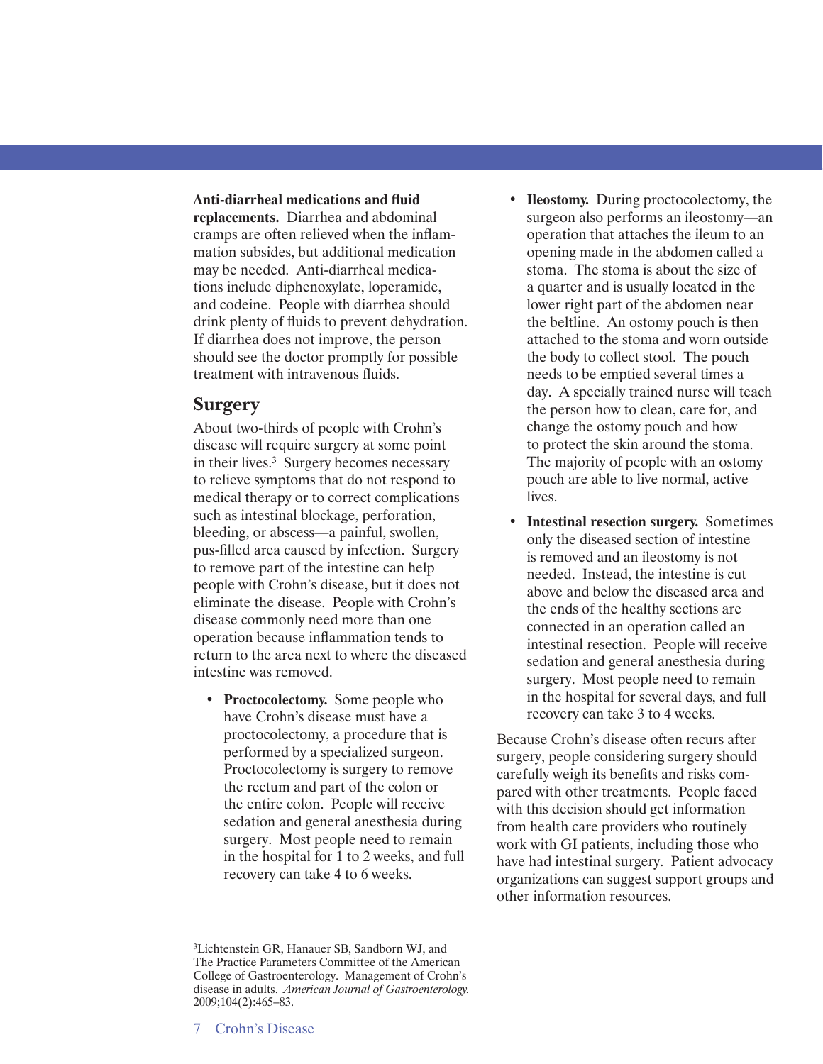**Anti-diarrheal medications and fluid replacements.** Diarrhea and abdominal cramps are often relieved when the inflammation subsides, but additional medication may be needed. Anti-diarrheal medications include diphenoxylate, loperamide, and codeine. People with diarrhea should drink plenty of fluids to prevent dehydration. If diarrhea does not improve, the person should see the doctor promptly for possible treatment with intravenous fluids.

## Surgery

About two-thirds of people with Crohn's disease will require surgery at some point in their lives.[3] Surgery becomes necessary to relieve symptoms that do not respond to medical therapy or to correct complications such as intestinal blockage, perforation, bleeding, or abscess—a painful, swollen, pus-filled area caused by infection. Surgery to remove part of the intestine can help people with Crohn's disease, but it does not eliminate the disease. People with Crohn's disease commonly need more than one operation because inflammation tends to return to the area next to where the diseased intestine was removed.

- **Proctocolectomy.** Some people who have Crohn's disease must have a proctocolectomy, a procedure that is performed by a specialized surgeon. Proctocolectomy is surgery to remove the rectum and part of the colon or the entire colon. People will receive sedation and general anesthesia during surgery. Most people need to remain in the hospital for 1 to 2 weeks, and full recovery can take 4 to 6 weeks.
- **Ileostomy.** During proctocolectomy, the surgeon also performs an ileostomy—an operation that attaches the ileum to an opening made in the abdomen called a stoma. The stoma is about the size of a quarter and is usually located in the lower right part of the abdomen near the beltline. An ostomy pouch is then attached to the stoma and worn outside the body to collect stool. The pouch needs to be emptied several times a day. A specially trained nurse will teach the person how to clean, care for, and change the ostomy pouch and how to protect the skin around the stoma. The majority of people with an ostomy pouch are able to live normal, active lives.
- **Intestinal resection surgery.** Sometimes only the diseased section of intestine is removed and an ileostomy is not needed. Instead, the intestine is cut above and below the diseased area and the ends of the healthy sections are connected in an operation called an intestinal resection. People will receive sedation and general anesthesia during surgery. Most people need to remain in the hospital for several days, and full recovery can take 3 to 4 weeks.

Because Crohn's disease often recurs after surgery, people considering surgery should carefully weigh its benefits and risks compared with other treatments. People faced with this decision should get information from health care providers who routinely work with GI patients, including those who have had intestinal surgery. Patient advocacy organizations can suggest support groups and other information resources.

---

[3]Lichtenstein GR, Hanauer SB, Sandborn WJ, and The Practice Parameters Committee of the American College of Gastroenterology. Management of Crohn's disease in adults. *American Journal of Gastroenterology.* 2009;104(2):465–83.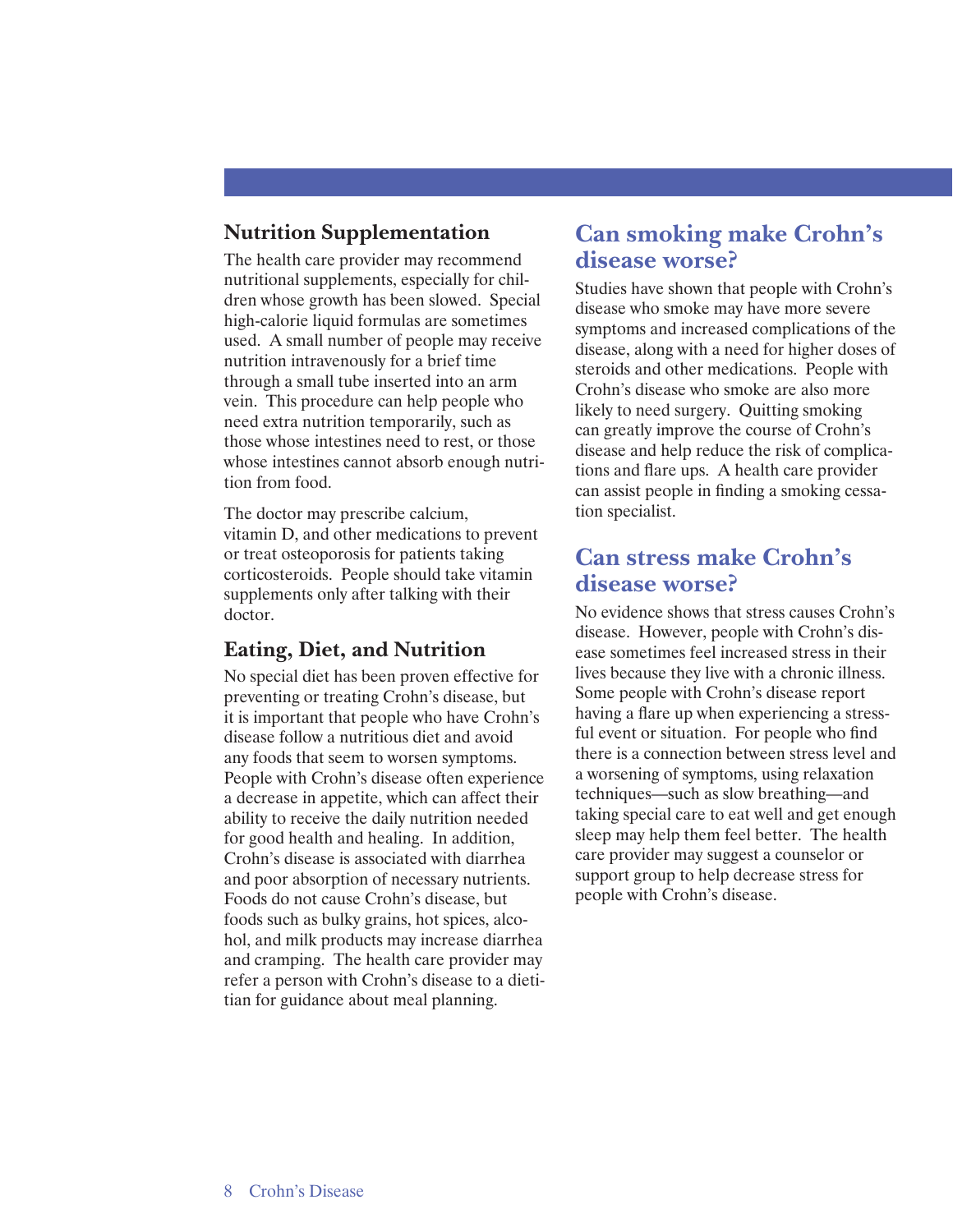### Nutrition Supplementation

The health care provider may recommend nutritional supplements, especially for children whose growth has been slowed. Special high-calorie liquid formulas are sometimes used. A small number of people may receive nutrition intravenously for a brief time through a small tube inserted into an arm vein. This procedure can help people who need extra nutrition temporarily, such as those whose intestines need to rest, or those whose intestines cannot absorb enough nutrition from food.

The doctor may prescribe calcium, vitamin D, and other medications to prevent or treat osteoporosis for patients taking corticosteroids. People should take vitamin supplements only after talking with their doctor.

### Eating, Diet, and Nutrition

No special diet has been proven effective for preventing or treating Crohn's disease, but it is important that people who have Crohn's disease follow a nutritious diet and avoid any foods that seem to worsen symptoms. People with Crohn's disease often experience a decrease in appetite, which can affect their ability to receive the daily nutrition needed for good health and healing. In addition, Crohn's disease is associated with diarrhea and poor absorption of necessary nutrients. Foods do not cause Crohn's disease, but foods such as bulky grains, hot spices, alcohol, and milk products may increase diarrhea and cramping. The health care provider may refer a person with Crohn's disease to a dietitian for guidance about meal planning.

## Can smoking make Crohn's disease worse?

Studies have shown that people with Crohn's disease who smoke may have more severe symptoms and increased complications of the disease, along with a need for higher doses of steroids and other medications. People with Crohn's disease who smoke are also more likely to need surgery. Quitting smoking can greatly improve the course of Crohn's disease and help reduce the risk of complications and flare ups. A health care provider can assist people in finding a smoking cessation specialist.

## Can stress make Crohn's disease worse?

No evidence shows that stress causes Crohn's disease. However, people with Crohn's disease sometimes feel increased stress in their lives because they live with a chronic illness. Some people with Crohn's disease report having a flare up when experiencing a stressful event or situation. For people who find there is a connection between stress level and a worsening of symptoms, using relaxation techniques—such as slow breathing—and taking special care to eat well and get enough sleep may help them feel better. The health care provider may suggest a counselor or support group to help decrease stress for people with Crohn's disease.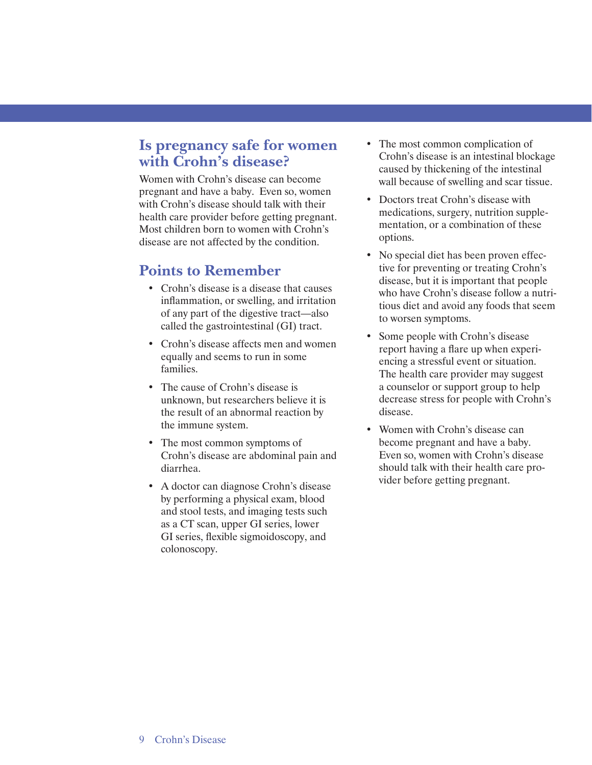## Is pregnancy safe for women with Crohn's disease?

Women with Crohn's disease can become pregnant and have a baby. Even so, women with Crohn's disease should talk with their health care provider before getting pregnant. Most children born to women with Crohn's disease are not affected by the condition.

## Points to Remember

- Crohn's disease is a disease that causes inflammation, or swelling, and irritation of any part of the digestive tract—also called the gastrointestinal (GI) tract.
- Crohn's disease affects men and women equally and seems to run in some families.
- The cause of Crohn's disease is unknown, but researchers believe it is the result of an abnormal reaction by the immune system.
- The most common symptoms of Crohn's disease are abdominal pain and diarrhea.
- A doctor can diagnose Crohn's disease by performing a physical exam, blood and stool tests, and imaging tests such as a CT scan, upper GI series, lower GI series, flexible sigmoidoscopy, and colonoscopy.
- The most common complication of Crohn's disease is an intestinal blockage caused by thickening of the intestinal wall because of swelling and scar tissue.
- Doctors treat Crohn's disease with medications, surgery, nutrition supplementation, or a combination of these options.
- No special diet has been proven effective for preventing or treating Crohn's disease, but it is important that people who have Crohn's disease follow a nutritious diet and avoid any foods that seem to worsen symptoms.
- Some people with Crohn's disease report having a flare up when experiencing a stressful event or situation. The health care provider may suggest a counselor or support group to help decrease stress for people with Crohn's disease.
- Women with Crohn's disease can become pregnant and have a baby. Even so, women with Crohn's disease should talk with their health care provider before getting pregnant.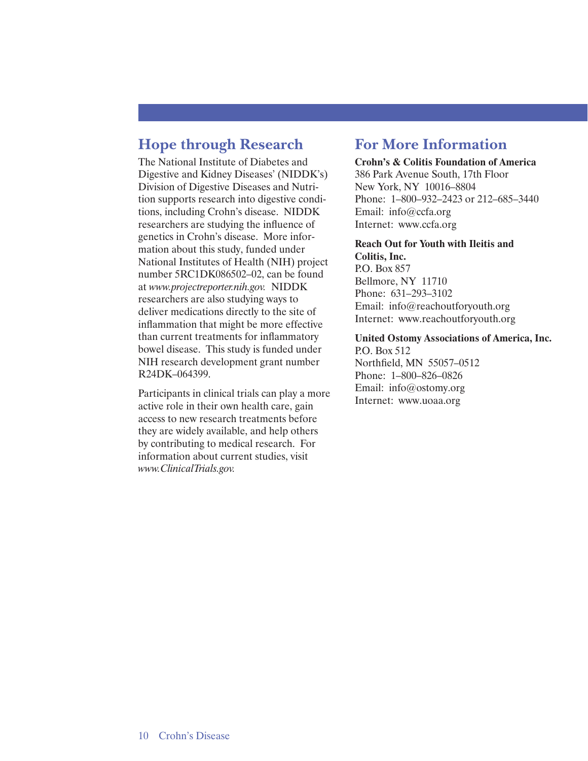## Hope through Research

The National Institute of Diabetes and Digestive and Kidney Diseases' (NIDDK's) Division of Digestive Diseases and Nutrition supports research into digestive conditions, including Crohn's disease. NIDDK researchers are studying the influence of genetics in Crohn's disease. More information about this study, funded under National Institutes of Health (NIH) project number 5RC1DK086502–02, can be found at *www.projectreporter.nih.gov.* NIDDK researchers are also studying ways to deliver medications directly to the site of inflammation that might be more effective than current treatments for inflammatory bowel disease. This study is funded under NIH research development grant number R24DK–064399.

Participants in clinical trials can play a more active role in their own health care, gain access to new research treatments before they are widely available, and help others by contributing to medical research. For information about current studies, visit *www.ClinicalTrials.gov.*

## For More Information

**Crohn's & Colitis Foundation of America**
386 Park Avenue South, 17th Floor
New York, NY 10016–8804
Phone: 1–800–932–2423 or 212–685–3440
Email: info@ccfa.org
Internet: www.ccfa.org

**Reach Out for Youth with Ileitis and Colitis, Inc.**
P.O. Box 857
Bellmore, NY 11710
Phone: 631–293–3102
Email: info@reachoutforyouth.org
Internet: www.reachoutforyouth.org

**United Ostomy Associations of America, Inc.**
P.O. Box 512
Northfield, MN 55057–0512
Phone: 1–800–826–0826
Email: info@ostomy.org
Internet: www.uoaa.org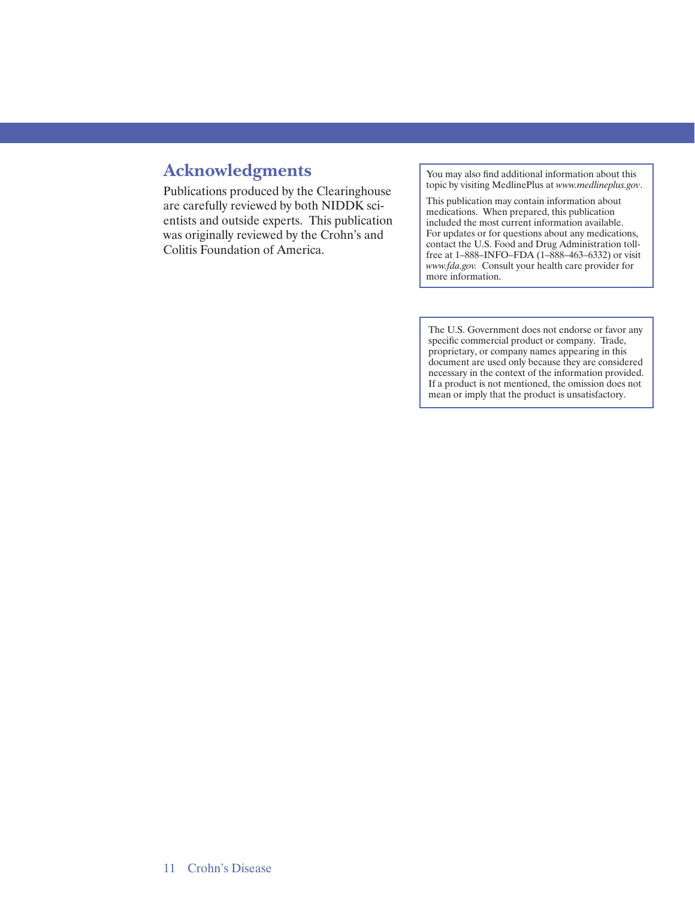## Acknowledgments

Publications produced by the Clearinghouse are carefully reviewed by both NIDDK scientists and outside experts. This publication was originally reviewed by the Crohn's and Colitis Foundation of America.

You may also find additional information about this topic by visiting MedlinePlus at *www.medlineplus.gov*.

This publication may contain information about medications. When prepared, this publication included the most current information available. For updates or for questions about any medications, contact the U.S. Food and Drug Administration toll-free at 1–888–INFO–FDA (1–888–463–6332) or visit *www.fda.gov.* Consult your health care provider for more information.

The U.S. Government does not endorse or favor any specific commercial product or company. Trade, proprietary, or company names appearing in this document are used only because they are considered necessary in the context of the information provided. If a product is not mentioned, the omission does not mean or imply that the product is unsatisfactory.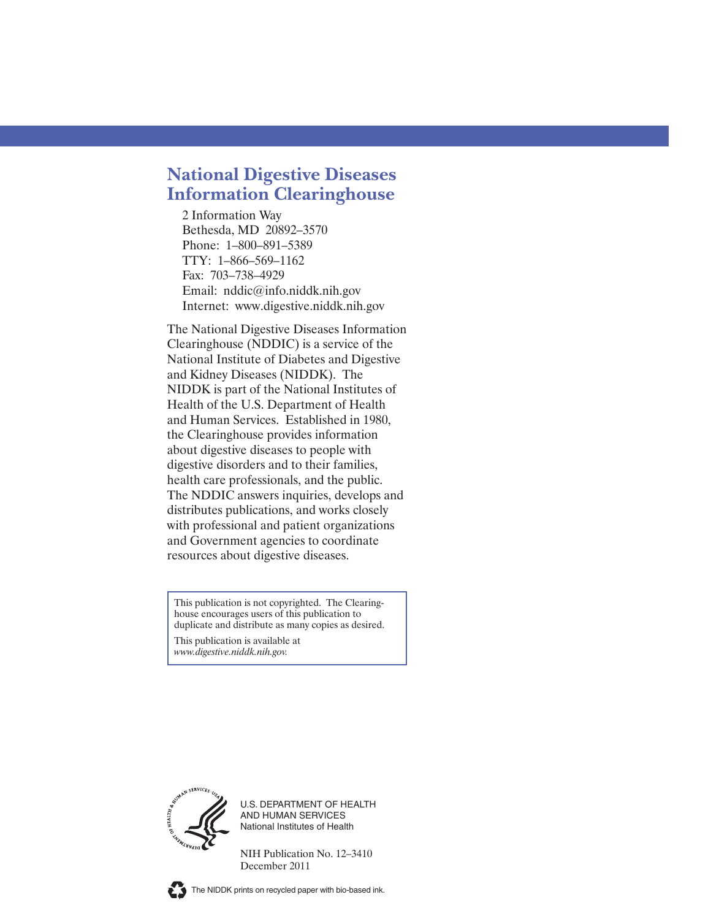## National Digestive Diseases Information Clearinghouse

2 Information Way
Bethesda, MD 20892–3570
Phone: 1–800–891–5389
TTY: 1–866–569–1162
Fax: 703–738–4929
Email: nddic@info.niddk.nih.gov
Internet: www.digestive.niddk.nih.gov

The National Digestive Diseases Information Clearinghouse (NDDIC) is a service of the National Institute of Diabetes and Digestive and Kidney Diseases (NIDDK). The NIDDK is part of the National Institutes of Health of the U.S. Department of Health and Human Services. Established in 1980, the Clearinghouse provides information about digestive diseases to people with digestive disorders and to their families, health care professionals, and the public. The NDDIC answers inquiries, develops and distributes publications, and works closely with professional and patient organizations and Government agencies to coordinate resources about digestive diseases.

This publication is not copyrighted. The Clearinghouse encourages users of this publication to duplicate and distribute as many copies as desired.

This publication is available at *www.digestive.niddk.nih.gov.*

U.S. DEPARTMENT OF HEALTH AND HUMAN SERVICES
National Institutes of Health

NIH Publication No. 12–3410
December 2011

The NIDDK prints on recycled paper with bio-based ink.